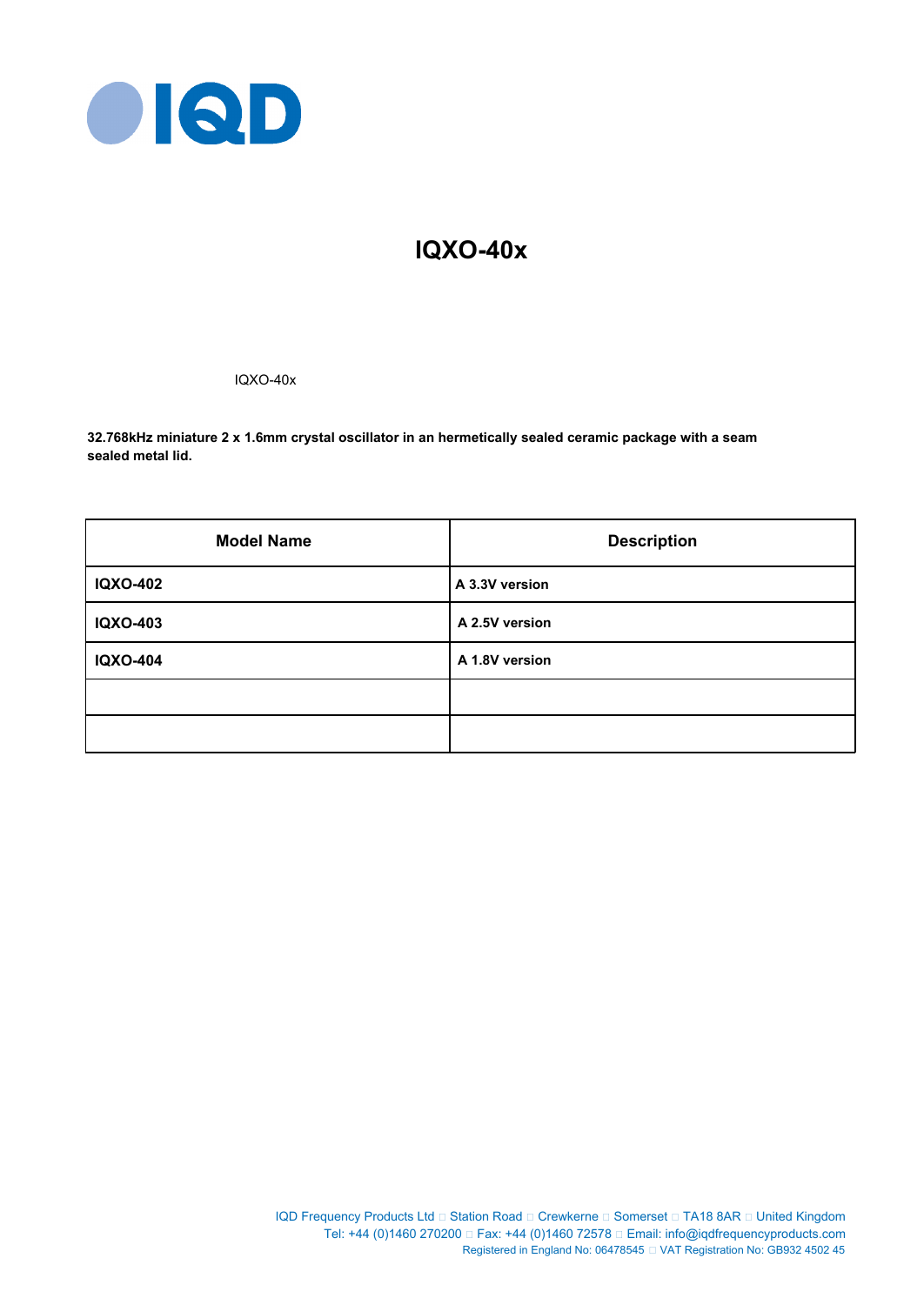# IQXO-40x

IQXO-40x

**32.768kHz miniature 2 x 1.6mm crystal oscillator in an hermetically sealed ceramic package with a seam sealed metal lid.**

| Model Name | Description |
|---|---|
| **IQXO-402** | **A 3.3V version** |
| **IQXO-403** | **A 2.5V version** |
| **IQXO-404** | **A 1.8V version** |
| | |
| | |

IQD Frequency Products Ltd □ Station Road □ Crewkerne □ Somerset □ TA18 8AR □ United Kingdom
Tel: +44 (0)1460 270200 □ Fax: +44 (0)1460 72578 □ Email: info@iqdfrequencyproducts.com
Registered in England No: 06478545 □ VAT Registration No: GB932 4502 45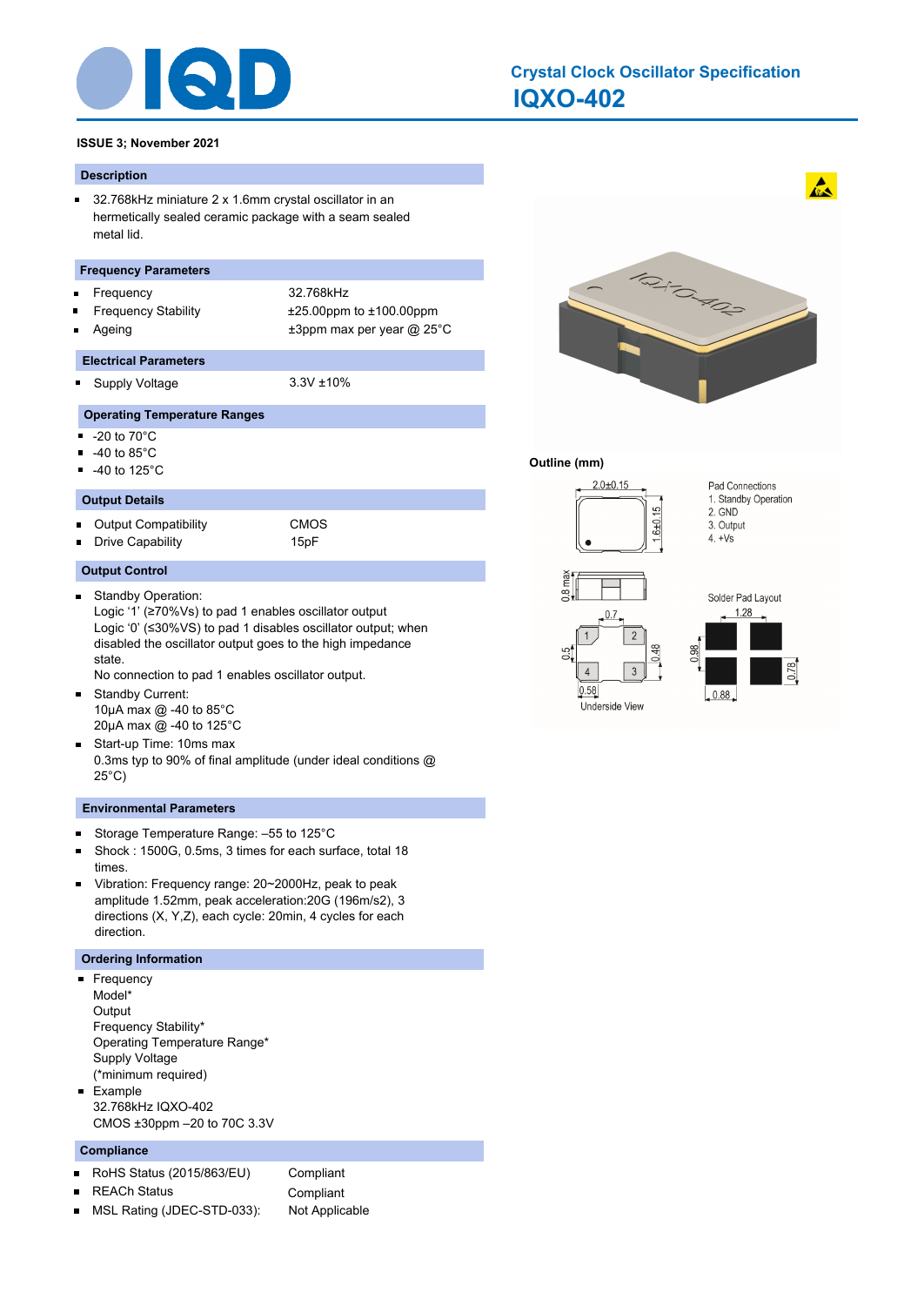# Crystal Clock Oscillator Specification

## IQXO-402

**ISSUE 3; November 2021**

### Description

- 32.768kHz miniature 2 x 1.6mm crystal oscillator in an hermetically sealed ceramic package with a seam sealed metal lid.

### Frequency Parameters

- Frequency: 32.768kHz
- Frequency Stability: ±25.00ppm to ±100.00ppm
- Ageing: ±3ppm max per year @ 25°C

### Electrical Parameters

- Supply Voltage: 3.3V ±10%

### Operating Temperature Ranges

- -20 to 70°C
- -40 to 85°C
- -40 to 125°C

### Output Details

- Output Compatibility: CMOS
- Drive Capability: 15pF

### Output Control

- Standby Operation:
  Logic ‘1’ (≥70%Vs) to pad 1 enables oscillator output
  Logic ‘0’ (≤30%VS) to pad 1 disables oscillator output; when disabled the oscillator output goes to the high impedance state.
  No connection to pad 1 enables oscillator output.
- Standby Current:
  10μA max @ -40 to 85°C
  20μA max @ -40 to 125°C
- Start-up Time: 10ms max
  0.3ms typ to 90% of final amplitude (under ideal conditions @ 25°C)

### Environmental Parameters

- Storage Temperature Range: –55 to 125°C
- Shock : 1500G, 0.5ms, 3 times for each surface, total 18 times.
- Vibration: Frequency range: 20~2000Hz, peak to peak amplitude 1.52mm, peak acceleration:20G (196m/s2), 3 directions (X, Y,Z), each cycle: 20min, 4 cycles for each direction.

### Ordering Information

- Frequency
  Model*
  Output
  Frequency Stability*
  Operating Temperature Range*
  Supply Voltage
  (*minimum required)
- Example
  32.768kHz IQXO-402
  CMOS ±30ppm –20 to 70C 3.3V

### Compliance

- RoHS Status (2015/863/EU): Compliant
- REACh Status: Compliant
- MSL Rating (JDEC-STD-033): Not Applicable

### Outline (mm)

2.0±0.15
1.6±0.15
0.8 max

Pad Connections
1. Standby Operation
2. GND
3. Output
4. +Vs

0.7
0.5
0.48
0.58
Underside View

Solder Pad Layout
1.28
0.98
0.78
0.88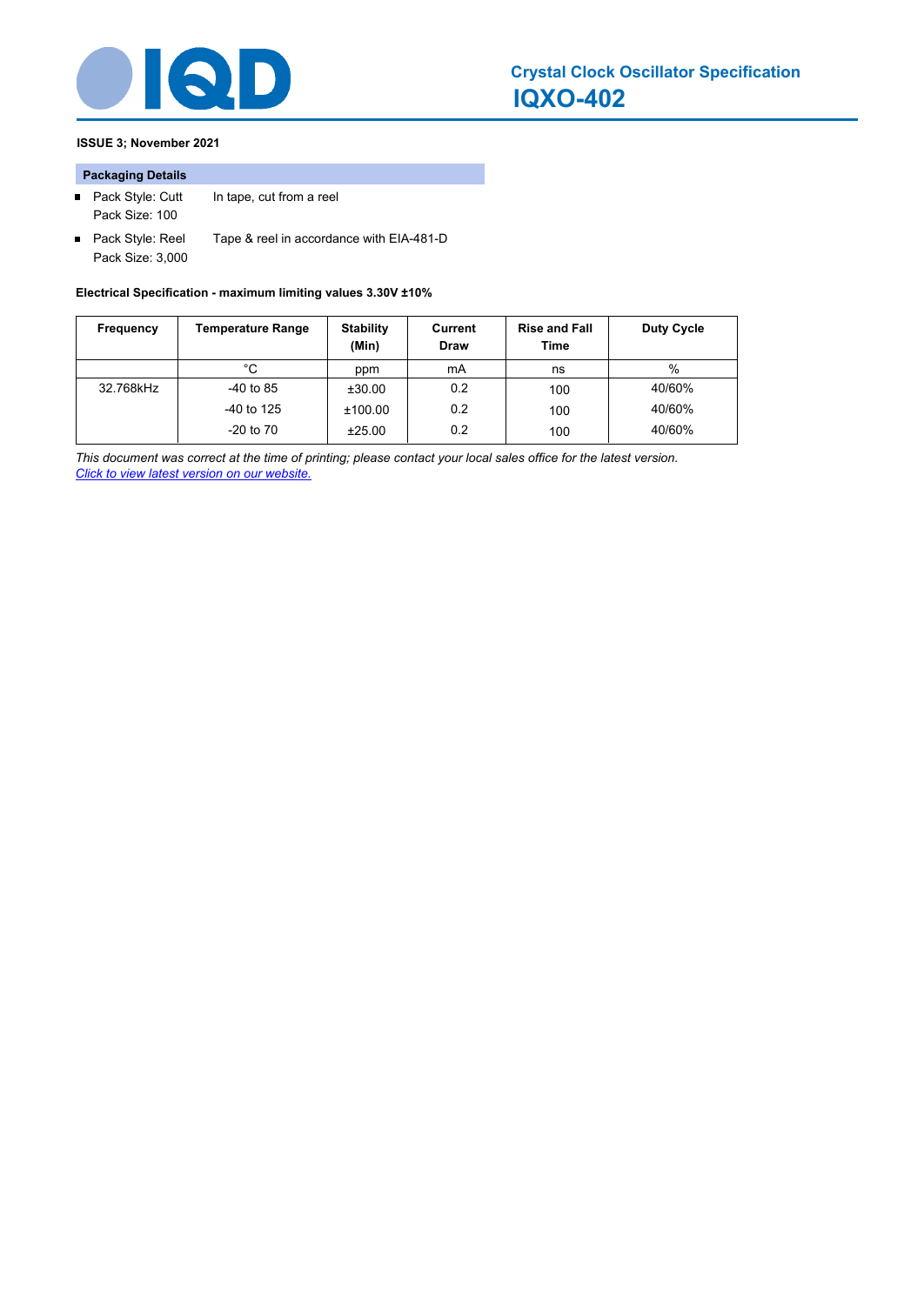**ISSUE 3; November 2021**

### Packaging Details

- Pack Style: Cutt — In tape, cut from a reel
  Pack Size: 100
- Pack Style: Reel — Tape & reel in accordance with EIA-481-D
  Pack Size: 3,000

**Electrical Specification - maximum limiting values 3.30V ±10%**

| Frequency | Temperature Range | Stability (Min) | Current Draw | Rise and Fall Time | Duty Cycle |
|---|---|---|---|---|---|
| | °C | ppm | mA | ns | % |
| 32.768kHz | -40 to 85 | ±30.00 | 0.2 | 100 | 40/60% |
| | -40 to 125 | ±100.00 | 0.2 | 100 | 40/60% |
| | -20 to 70 | ±25.00 | 0.2 | 100 | 40/60% |

*This document was correct at the time of printing; please contact your local sales office for the latest version.*
*Click to view latest version on our website.*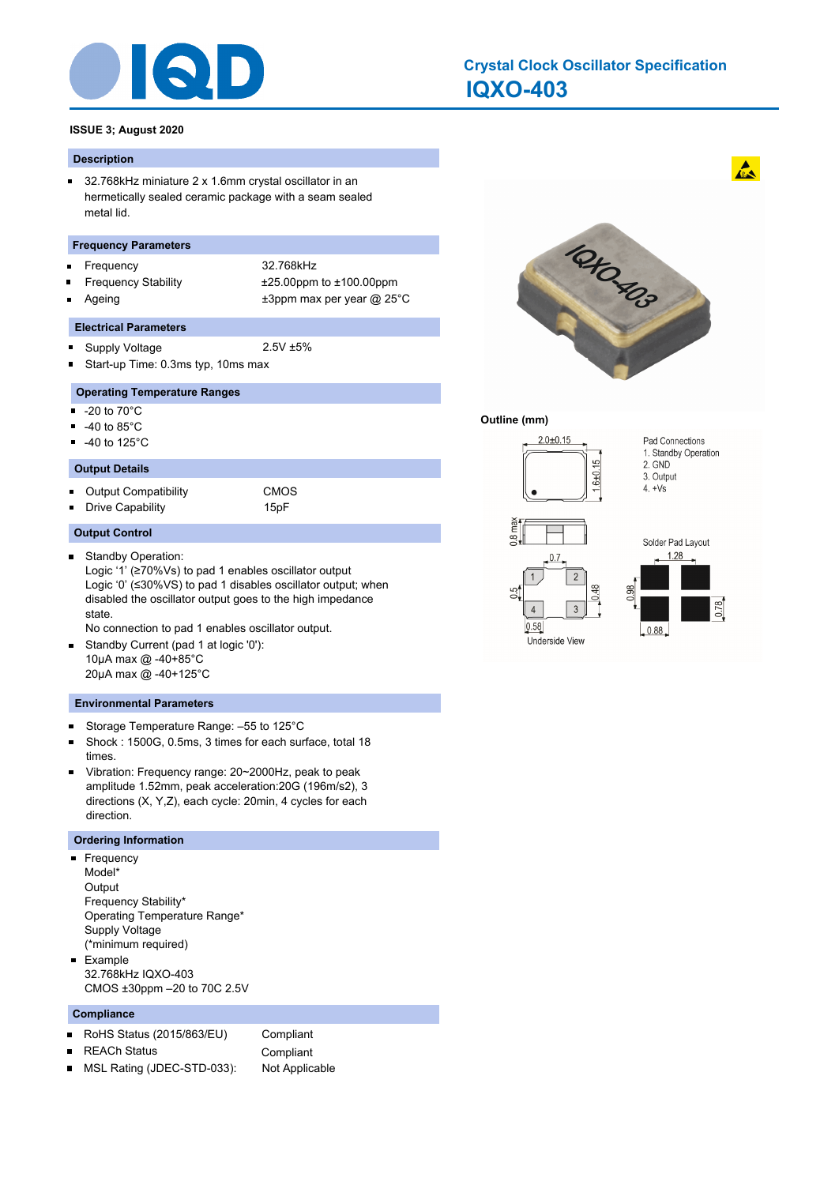# Crystal Clock Oscillator Specification

## IQXO-403

**ISSUE 3; August 2020**

### Description

- 32.768kHz miniature 2 x 1.6mm crystal oscillator in an hermetically sealed ceramic package with a seam sealed metal lid.

### Frequency Parameters

- Frequency: 32.768kHz
- Frequency Stability: ±25.00ppm to ±100.00ppm
- Ageing: ±3ppm max per year @ 25°C

### Electrical Parameters

- Supply Voltage: 2.5V ±5%
- Start-up Time: 0.3ms typ, 10ms max

### Operating Temperature Ranges

- -20 to 70°C
- -40 to 85°C
- -40 to 125°C

### Output Details

- Output Compatibility: CMOS
- Drive Capability: 15pF

### Output Control

- Standby Operation:
  Logic '1' (≥70%Vs) to pad 1 enables oscillator output
  Logic '0' (≤30%VS) to pad 1 disables oscillator output; when disabled the oscillator output goes to the high impedance state.
  No connection to pad 1 enables oscillator output.
- Standby Current (pad 1 at logic '0'):
  10µA max @ -40+85°C
  20µA max @ -40+125°C

### Environmental Parameters

- Storage Temperature Range: –55 to 125°C
- Shock : 1500G, 0.5ms, 3 times for each surface, total 18 times.
- Vibration: Frequency range: 20~2000Hz, peak to peak amplitude 1.52mm, peak acceleration:20G (196m/s2), 3 directions (X, Y,Z), each cycle: 20min, 4 cycles for each direction.

### Ordering Information

- Frequency
  Model*
  Output
  Frequency Stability*
  Operating Temperature Range*
  Supply Voltage
  (*minimum required)
- Example
  32.768kHz IQXO-403
  CMOS ±30ppm –20 to 70C 2.5V

### Compliance

- RoHS Status (2015/863/EU): Compliant
- REACh Status: Compliant
- MSL Rating (JDEC-STD-033): Not Applicable

### Outline (mm)

Dimensions: 2.0±0.15 x 1.6±0.15; 0.8 max height

Pad Connections
1. Standby Operation
2. GND
3. Output
4. +Vs

Underside View: 0.7, 0.5, 0.48, 0.58

Solder Pad Layout: 1.28, 0.98, 0.78, 0.88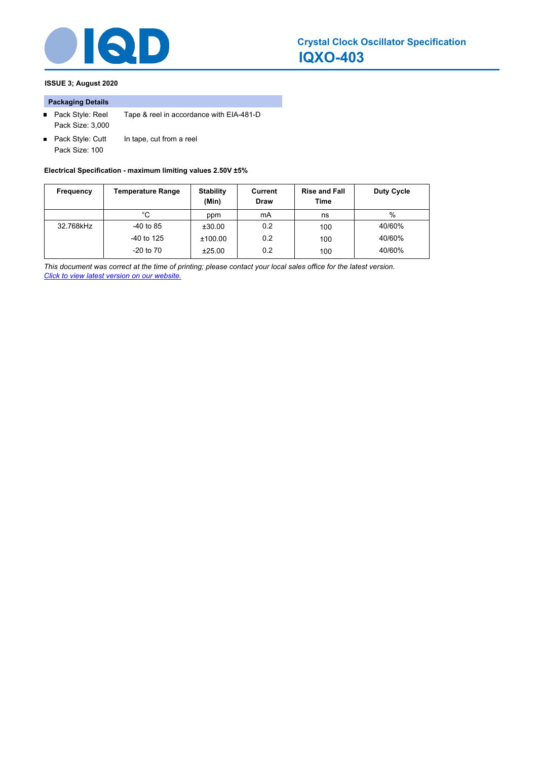**ISSUE 3; August 2020**

## Packaging Details

- Pack Style: Reel — Tape & reel in accordance with EIA-481-D
  Pack Size: 3,000
- Pack Style: Cutt — In tape, cut from a reel
  Pack Size: 100

**Electrical Specification - maximum limiting values 2.50V ±5%**

| Frequency | Temperature Range | Stability (Min) | Current Draw | Rise and Fall Time | Duty Cycle |
|---|---|---|---|---|---|
| | °C | ppm | mA | ns | % |
| 32.768kHz | -40 to 85 | ±30.00 | 0.2 | 100 | 40/60% |
| | -40 to 125 | ±100.00 | 0.2 | 100 | 40/60% |
| | -20 to 70 | ±25.00 | 0.2 | 100 | 40/60% |

*This document was correct at the time of printing; please contact your local sales office for the latest version.*
*Click to view latest version on our website.*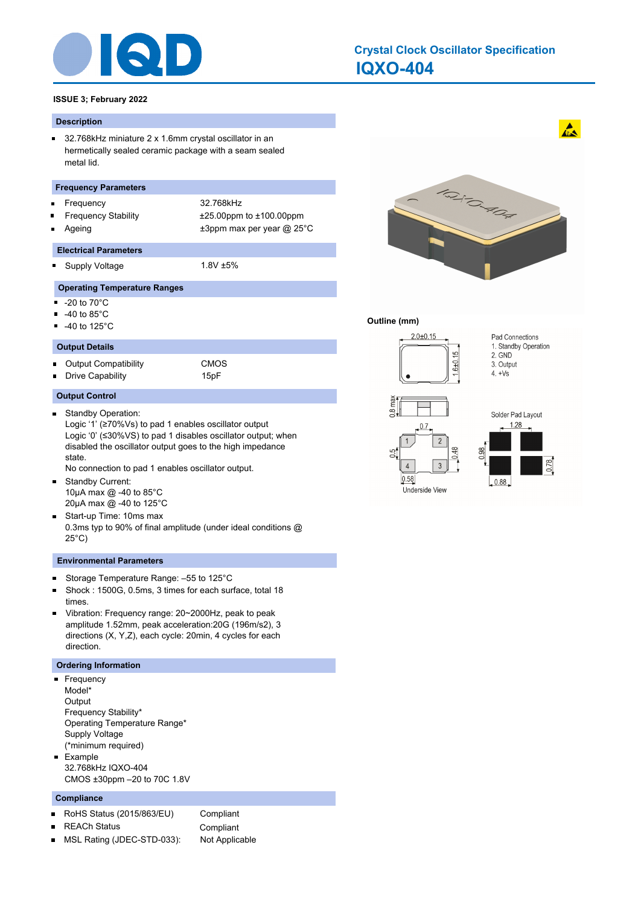# Crystal Clock Oscillator Specification
## IQXO-404

**ISSUE 3; February 2022**

### Description

- 32.768kHz miniature 2 x 1.6mm crystal oscillator in an hermetically sealed ceramic package with a seam sealed metal lid.

### Frequency Parameters

| | |
|---|---|
| Frequency | 32.768kHz |
| Frequency Stability | ±25.00ppm to ±100.00ppm |
| Ageing | ±3ppm max per year @ 25°C |

### Electrical Parameters

| | |
|---|---|
| Supply Voltage | 1.8V ±5% |

### Operating Temperature Ranges

- -20 to 70°C
- -40 to 85°C
- -40 to 125°C

### Output Details

| | |
|---|---|
| Output Compatibility | CMOS |
| Drive Capability | 15pF |

### Output Control

- Standby Operation:
  Logic '1' (≥70%Vs) to pad 1 enables oscillator output
  Logic '0' (≤30%VS) to pad 1 disables oscillator output; when disabled the oscillator output goes to the high impedance state.
  No connection to pad 1 enables oscillator output.
- Standby Current:
  10μA max @ -40 to 85°C
  20μA max @ -40 to 125°C
- Start-up Time: 10ms max
  0.3ms typ to 90% of final amplitude (under ideal conditions @ 25°C)

### Environmental Parameters

- Storage Temperature Range: –55 to 125°C
- Shock : 1500G, 0.5ms, 3 times for each surface, total 18 times.
- Vibration: Frequency range: 20~2000Hz, peak to peak amplitude 1.52mm, peak acceleration:20G (196m/s2), 3 directions (X, Y,Z), each cycle: 20min, 4 cycles for each direction.

### Ordering Information

- Frequency
  Model*
  Output
  Frequency Stability*
  Operating Temperature Range*
  Supply Voltage
  (*minimum required)
- Example
  32.768kHz IQXO-404
  CMOS ±30ppm –20 to 70C 1.8V

### Compliance

| | |
|---|---|
| RoHS Status (2015/863/EU) | Compliant |
| REACh Status | Compliant |
| MSL Rating (JDEC-STD-033): | Not Applicable |

### Outline (mm)

2.0±0.15 ; 1.6±0.15 ; 0.8 max

Pad Connections
1. Standby Operation
2. GND
3. Output
4. +Vs

Underside View: 0.7 ; 0.5 ; 0.48 ; 0.58

Solder Pad Layout: 1.28 ; 0.98 ; 0.78 ; 0.88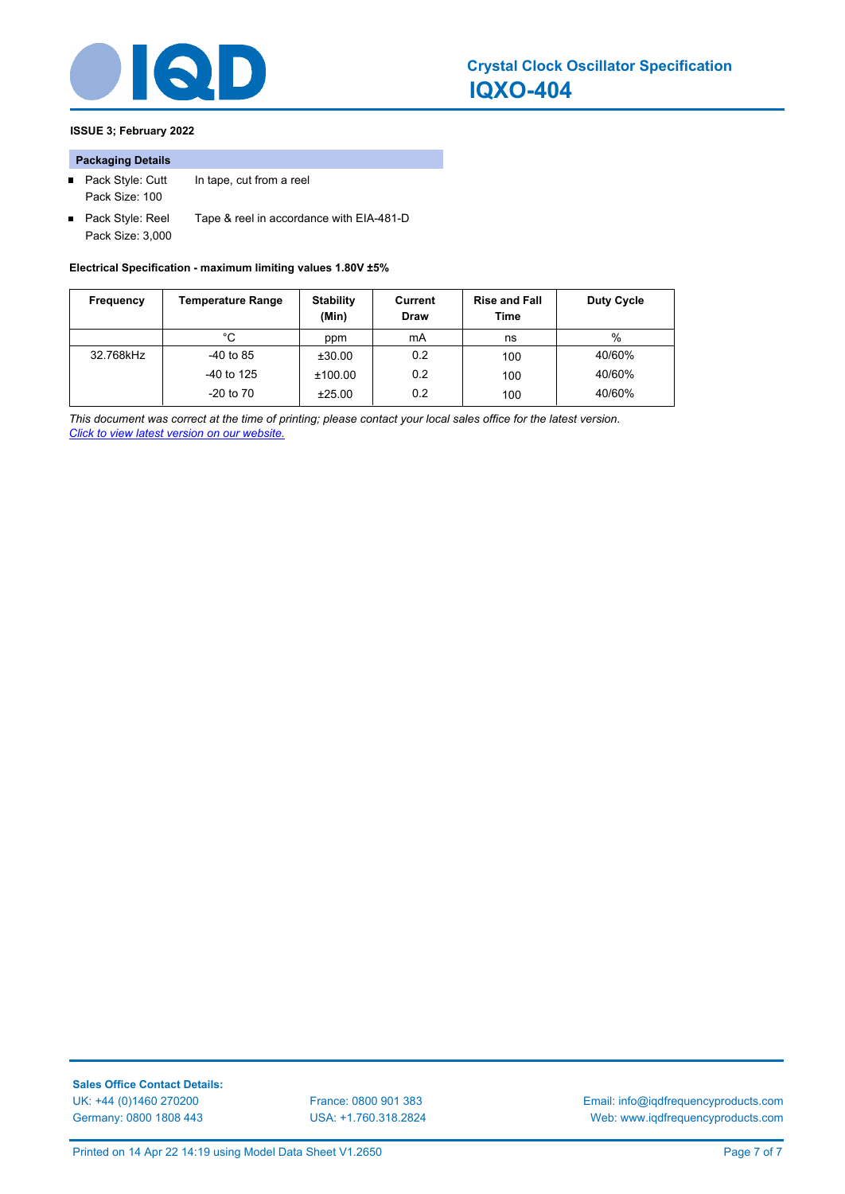**ISSUE 3; February 2022**

### Packaging Details

- Pack Style: Cutt — In tape, cut from a reel
  Pack Size: 100
- Pack Style: Reel — Tape & reel in accordance with EIA-481-D
  Pack Size: 3,000

**Electrical Specification - maximum limiting values 1.80V ±5%**

| Frequency | Temperature Range | Stability (Min) | Current Draw | Rise and Fall Time | Duty Cycle |
|---|---|---|---|---|---|
| | °C | ppm | mA | ns | % |
| 32.768kHz | -40 to 85 | ±30.00 | 0.2 | 100 | 40/60% |
| | -40 to 125 | ±100.00 | 0.2 | 100 | 40/60% |
| | -20 to 70 | ±25.00 | 0.2 | 100 | 40/60% |

*This document was correct at the time of printing; please contact your local sales office for the latest version.*
*Click to view latest version on our website.*

**Sales Office Contact Details:**
UK: +44 (0)1460 270200
Germany: 0800 1808 443
France: 0800 901 383
USA: +1.760.318.2824
Email: info@iqdfrequencyproducts.com
Web: www.iqdfrequencyproducts.com